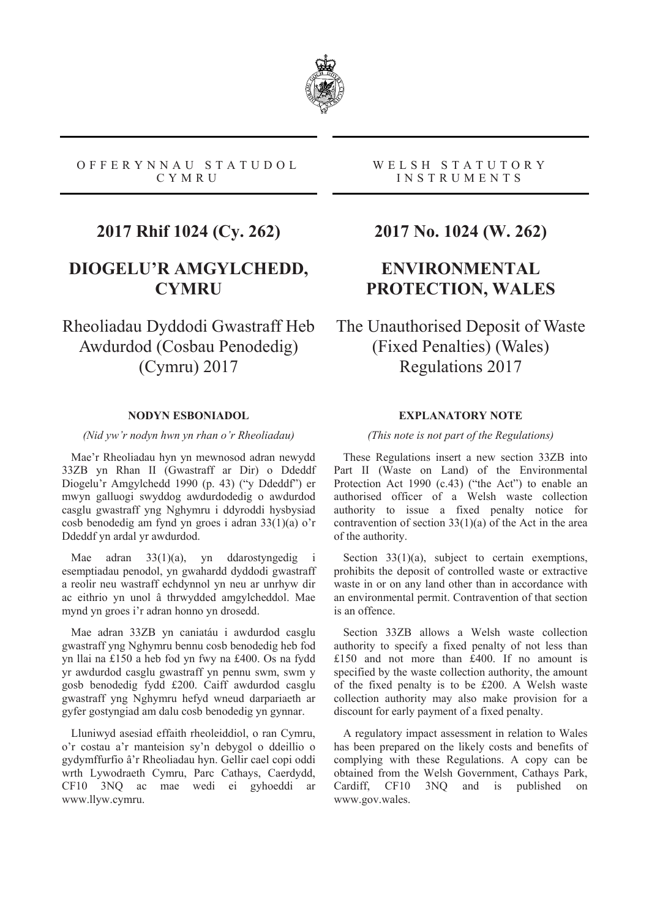OFFERYNNAU STATUDOL CYMRU

# 2017 Rhif 1024 (Cy. 262)

## DIOGELU'R AMGYLCHEDD, CYMRU

## Rheoliadau Dyddodi Gwastraff Heb Awdurdod (Cosbau Penodedig) (Cymru) 2017

### NODYN ESBONIADOL

*(Nid yw'r nodyn hwn yn rhan o'r Rheoliadau)*

Mae'r Rheoliadau hyn yn mewnosod adran newydd 33ZB yn Rhan II (Gwastraff ar Dir) o Ddeddf Diogelu'r Amgylchedd 1990 (p. 43) ("y Ddeddf") er mwyn galluogi swyddog awdurdodedig o awdurdod casglu gwastraff yng Nghymru i ddyroddi hysbysiad cosb benodedig am fynd yn groes i adran 33(1)(a) o'r Ddeddf yn ardal yr awdurdod.

Mae adran 33(1)(a), yn ddarostyngedig i esemptiadau penodol, yn gwahardd dyddodi gwastraff a reolir neu wastraff echdynnol yn neu ar unrhyw dir ac eithrio yn unol â thrwydded amgylcheddol. Mae mynd yn groes i'r adran honno yn drosedd.

Mae adran 33ZB yn caniatáu i awdurdod casglu gwastraff yng Nghymru bennu cosb benodedig heb fod yn llai na £150 a heb fod yn fwy na £400. Os na fydd yr awdurdod casglu gwastraff yn pennu swm, swm y gosb benodedig fydd £200. Caiff awdurdod casglu gwastraff yng Nghymru hefyd wneud darpariaeth ar gyfer gostyngiad am dalu cosb benodedig yn gynnar.

Lluniwyd asesiad effaith rheoleiddiol, o ran Cymru, o'r costau a'r manteision sy'n debygol o ddeillio o gydymffurfio â'r Rheoliadau hyn. Gellir cael copi oddi wrth Lywodraeth Cymru, Parc Cathays, Caerdydd, CF10 3NQ ac mae wedi ei gyhoeddi ar www.llyw.cymru.

WELSH STATUTORY INSTRUMENTS

# 2017 No. 1024 (W. 262)

## ENVIRONMENTAL PROTECTION, WALES

## The Unauthorised Deposit of Waste (Fixed Penalties) (Wales) Regulations 2017

### EXPLANATORY NOTE

*(This note is not part of the Regulations)*

These Regulations insert a new section 33ZB into Part II (Waste on Land) of the Environmental Protection Act 1990 (c.43) ("the Act") to enable an authorised officer of a Welsh waste collection authority to issue a fixed penalty notice for contravention of section 33(1)(a) of the Act in the area of the authority.

Section 33(1)(a), subject to certain exemptions, prohibits the deposit of controlled waste or extractive waste in or on any land other than in accordance with an environmental permit. Contravention of that section is an offence.

Section 33ZB allows a Welsh waste collection authority to specify a fixed penalty of not less than £150 and not more than £400. If no amount is specified by the waste collection authority, the amount of the fixed penalty is to be £200. A Welsh waste collection authority may also make provision for a discount for early payment of a fixed penalty.

A regulatory impact assessment in relation to Wales has been prepared on the likely costs and benefits of complying with these Regulations. A copy can be obtained from the Welsh Government, Cathays Park, Cardiff, CF10 3NQ and is published on www.gov.wales.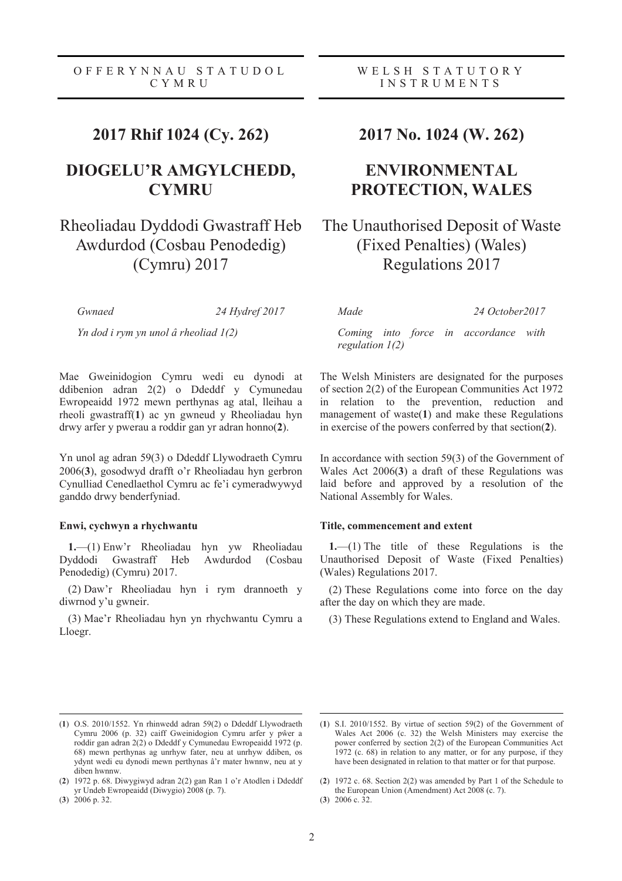OFFERYNNAU STATUDOL CYMRU

# 2017 Rhif 1024 (Cy. 262)

## DIOGELU'R AMGYLCHEDD, CYMRU

## Rheoliadau Dyddodi Gwastraff Heb Awdurdod (Cosbau Penodedig) (Cymru) 2017

*Gwnaed* *24 Hydref 2017*

*Yn dod i rym yn unol â rheoliad 1(2)*

Mae Gweinidogion Cymru wedi eu dynodi at ddibenion adran 2(2) o Ddeddf y Cymunedau Ewropeaidd 1972 mewn perthynas ag atal, lleihau a rheoli gwastraff(**1**) ac yn gwneud y Rheoliadau hyn drwy arfer y pwerau a roddir gan yr adran honno(**2**).

Yn unol ag adran 59(3) o Ddeddf Llywodraeth Cymru 2006(**3**), gosodwyd drafft o'r Rheoliadau hyn gerbron Cynulliad Cenedlaethol Cymru ac fe'i cymeradwywyd ganddo drwy benderfyniad.

**Enwi, cychwyn a rhychwantu**

**1.**—(1) Enw'r Rheoliadau hyn yw Rheoliadau Dyddodi Gwastraff Heb Awdurdod (Cosbau Penodedig) (Cymru) 2017.

(2) Daw'r Rheoliadau hyn i rym drannoeth y diwrnod y'u gwneir.

(3) Mae'r Rheoliadau hyn yn rhychwantu Cymru a Lloegr.

(**1**) O.S. 2010/1552. Yn rhinwedd adran 59(2) o Ddeddf Llywodraeth Cymru 2006 (p. 32) caiff Gweinidogion Cymru arfer y pŵer a roddir gan adran 2(2) o Ddeddf y Cymunedau Ewropeaidd 1972 (p. 68) mewn perthynas ag unrhyw fater, neu at unrhyw ddiben, os ydynt wedi eu dynodi mewn perthynas â'r mater hwnnw, neu at y diben hwnnw.

(**2**) 1972 p. 68. Diwygiwyd adran 2(2) gan Ran 1 o'r Atodlen i Ddeddf yr Undeb Ewropeaidd (Diwygio) 2008 (p. 7).

(**3**) 2006 p. 32.

WELSH STATUTORY INSTRUMENTS

# 2017 No. 1024 (W. 262)

## ENVIRONMENTAL PROTECTION, WALES

## The Unauthorised Deposit of Waste (Fixed Penalties) (Wales) Regulations 2017

*Made* *24 October2017*

*Coming into force in accordance with regulation 1(2)*

The Welsh Ministers are designated for the purposes of section 2(2) of the European Communities Act 1972 in relation to the prevention, reduction and management of waste(**1**) and make these Regulations in exercise of the powers conferred by that section(**2**).

In accordance with section 59(3) of the Government of Wales Act 2006(**3**) a draft of these Regulations was laid before and approved by a resolution of the National Assembly for Wales.

**Title, commencement and extent**

**1.**—(1) The title of these Regulations is the Unauthorised Deposit of Waste (Fixed Penalties) (Wales) Regulations 2017.

(2) These Regulations come into force on the day after the day on which they are made.

(3) These Regulations extend to England and Wales.

(**1**) S.I. 2010/1552. By virtue of section 59(2) of the Government of Wales Act 2006 (c. 32) the Welsh Ministers may exercise the power conferred by section 2(2) of the European Communities Act 1972 (c. 68) in relation to any matter, or for any purpose, if they have been designated in relation to that matter or for that purpose.

(**2**) 1972 c. 68. Section 2(2) was amended by Part 1 of the Schedule to the European Union (Amendment) Act 2008 (c. 7).

(**3**) 2006 c. 32.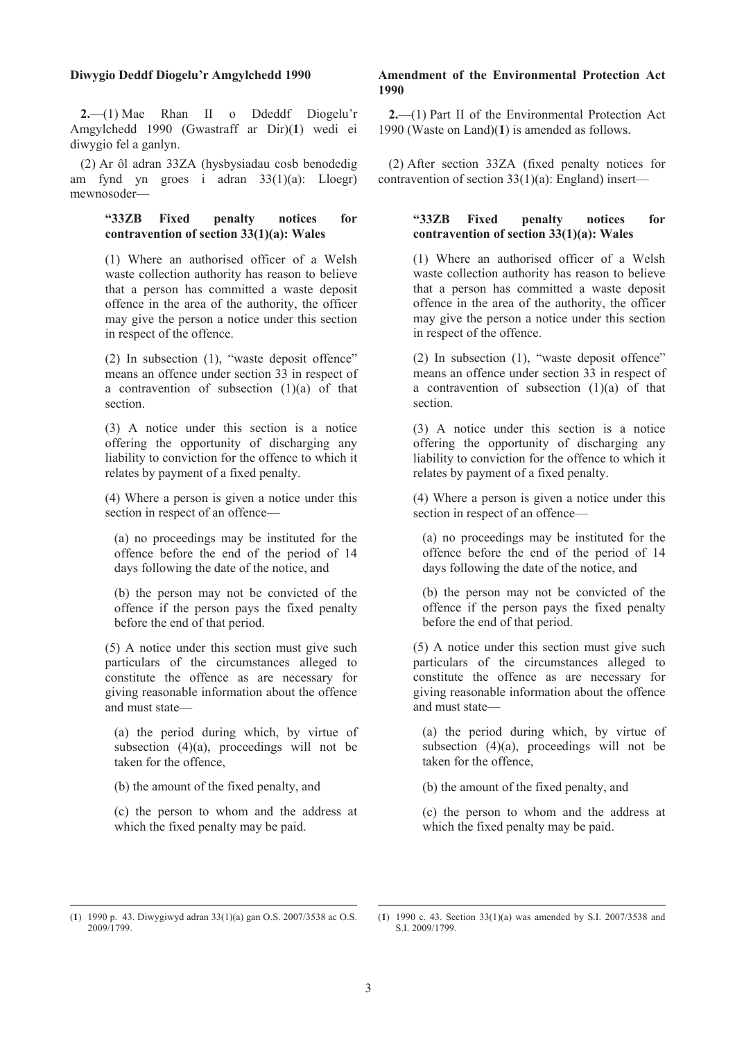**Diwygio Deddf Diogelu'r Amgylchedd 1990**

**2.**—(1) Mae Rhan II o Ddeddf Diogelu'r Amgylchedd 1990 (Gwastraff ar Dir)(**1**) wedi ei diwygio fel a ganlyn.

(2) Ar ôl adran 33ZA (hysbysiadau cosb benodedig am fynd yn groes i adran 33(1)(a): Lloegr) mewnosoder—

> **"33ZB Fixed penalty notices for contravention of section 33(1)(a): Wales**
>
> (1) Where an authorised officer of a Welsh waste collection authority has reason to believe that a person has committed a waste deposit offence in the area of the authority, the officer may give the person a notice under this section in respect of the offence.
>
> (2) In subsection (1), "waste deposit offence" means an offence under section 33 in respect of a contravention of subsection (1)(a) of that section.
>
> (3) A notice under this section is a notice offering the opportunity of discharging any liability to conviction for the offence to which it relates by payment of a fixed penalty.
>
> (4) Where a person is given a notice under this section in respect of an offence—
>
> (a) no proceedings may be instituted for the offence before the end of the period of 14 days following the date of the notice, and
>
> (b) the person may not be convicted of the offence if the person pays the fixed penalty before the end of that period.
>
> (5) A notice under this section must give such particulars of the circumstances alleged to constitute the offence as are necessary for giving reasonable information about the offence and must state—
>
> (a) the period during which, by virtue of subsection (4)(a), proceedings will not be taken for the offence,
>
> (b) the amount of the fixed penalty, and
>
> (c) the person to whom and the address at which the fixed penalty may be paid.

**Amendment of the Environmental Protection Act 1990**

**2.**—(1) Part II of the Environmental Protection Act 1990 (Waste on Land)(**1**) is amended as follows.

(2) After section 33ZA (fixed penalty notices for contravention of section 33(1)(a): England) insert—

> **"33ZB Fixed penalty notices for contravention of section 33(1)(a): Wales**
>
> (1) Where an authorised officer of a Welsh waste collection authority has reason to believe that a person has committed a waste deposit offence in the area of the authority, the officer may give the person a notice under this section in respect of the offence.
>
> (2) In subsection (1), "waste deposit offence" means an offence under section 33 in respect of a contravention of subsection (1)(a) of that section.
>
> (3) A notice under this section is a notice offering the opportunity of discharging any liability to conviction for the offence to which it relates by payment of a fixed penalty.
>
> (4) Where a person is given a notice under this section in respect of an offence—
>
> (a) no proceedings may be instituted for the offence before the end of the period of 14 days following the date of the notice, and
>
> (b) the person may not be convicted of the offence if the person pays the fixed penalty before the end of that period.
>
> (5) A notice under this section must give such particulars of the circumstances alleged to constitute the offence as are necessary for giving reasonable information about the offence and must state—
>
> (a) the period during which, by virtue of subsection (4)(a), proceedings will not be taken for the offence,
>
> (b) the amount of the fixed penalty, and
>
> (c) the person to whom and the address at which the fixed penalty may be paid.

---

(**1**) 1990 p. 43. Diwygiwyd adran 33(1)(a) gan O.S. 2007/3538 ac O.S. 2009/1799.

(**1**) 1990 c. 43. Section 33(1)(a) was amended by S.I. 2007/3538 and S.I. 2009/1799.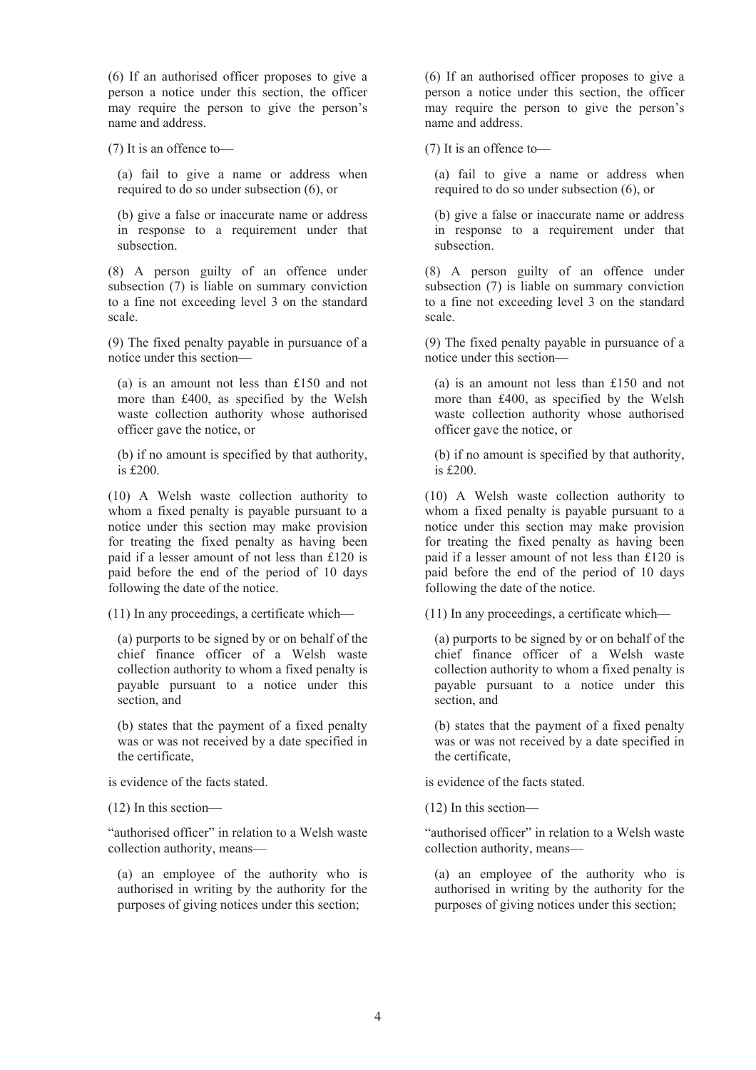(6) If an authorised officer proposes to give a person a notice under this section, the officer may require the person to give the person's name and address.

(7) It is an offence to—

(a) fail to give a name or address when required to do so under subsection (6), or

(b) give a false or inaccurate name or address in response to a requirement under that subsection.

(8) A person guilty of an offence under subsection (7) is liable on summary conviction to a fine not exceeding level 3 on the standard scale.

(9) The fixed penalty payable in pursuance of a notice under this section—

(a) is an amount not less than £150 and not more than £400, as specified by the Welsh waste collection authority whose authorised officer gave the notice, or

(b) if no amount is specified by that authority, is £200.

(10) A Welsh waste collection authority to whom a fixed penalty is payable pursuant to a notice under this section may make provision for treating the fixed penalty as having been paid if a lesser amount of not less than £120 is paid before the end of the period of 10 days following the date of the notice.

(11) In any proceedings, a certificate which—

(a) purports to be signed by or on behalf of the chief finance officer of a Welsh waste collection authority to whom a fixed penalty is payable pursuant to a notice under this section, and

(b) states that the payment of a fixed penalty was or was not received by a date specified in the certificate,

is evidence of the facts stated.

(12) In this section—

"authorised officer" in relation to a Welsh waste collection authority, means—

(a) an employee of the authority who is authorised in writing by the authority for the purposes of giving notices under this section;

(6) If an authorised officer proposes to give a person a notice under this section, the officer may require the person to give the person's name and address.

(7) It is an offence to—

(a) fail to give a name or address when required to do so under subsection (6), or

(b) give a false or inaccurate name or address in response to a requirement under that subsection.

(8) A person guilty of an offence under subsection (7) is liable on summary conviction to a fine not exceeding level 3 on the standard scale.

(9) The fixed penalty payable in pursuance of a notice under this section—

(a) is an amount not less than £150 and not more than £400, as specified by the Welsh waste collection authority whose authorised officer gave the notice, or

(b) if no amount is specified by that authority, is £200.

(10) A Welsh waste collection authority to whom a fixed penalty is payable pursuant to a notice under this section may make provision for treating the fixed penalty as having been paid if a lesser amount of not less than £120 is paid before the end of the period of 10 days following the date of the notice.

(11) In any proceedings, a certificate which—

(a) purports to be signed by or on behalf of the chief finance officer of a Welsh waste collection authority to whom a fixed penalty is payable pursuant to a notice under this section, and

(b) states that the payment of a fixed penalty was or was not received by a date specified in the certificate,

is evidence of the facts stated.

(12) In this section—

"authorised officer" in relation to a Welsh waste collection authority, means—

(a) an employee of the authority who is authorised in writing by the authority for the purposes of giving notices under this section;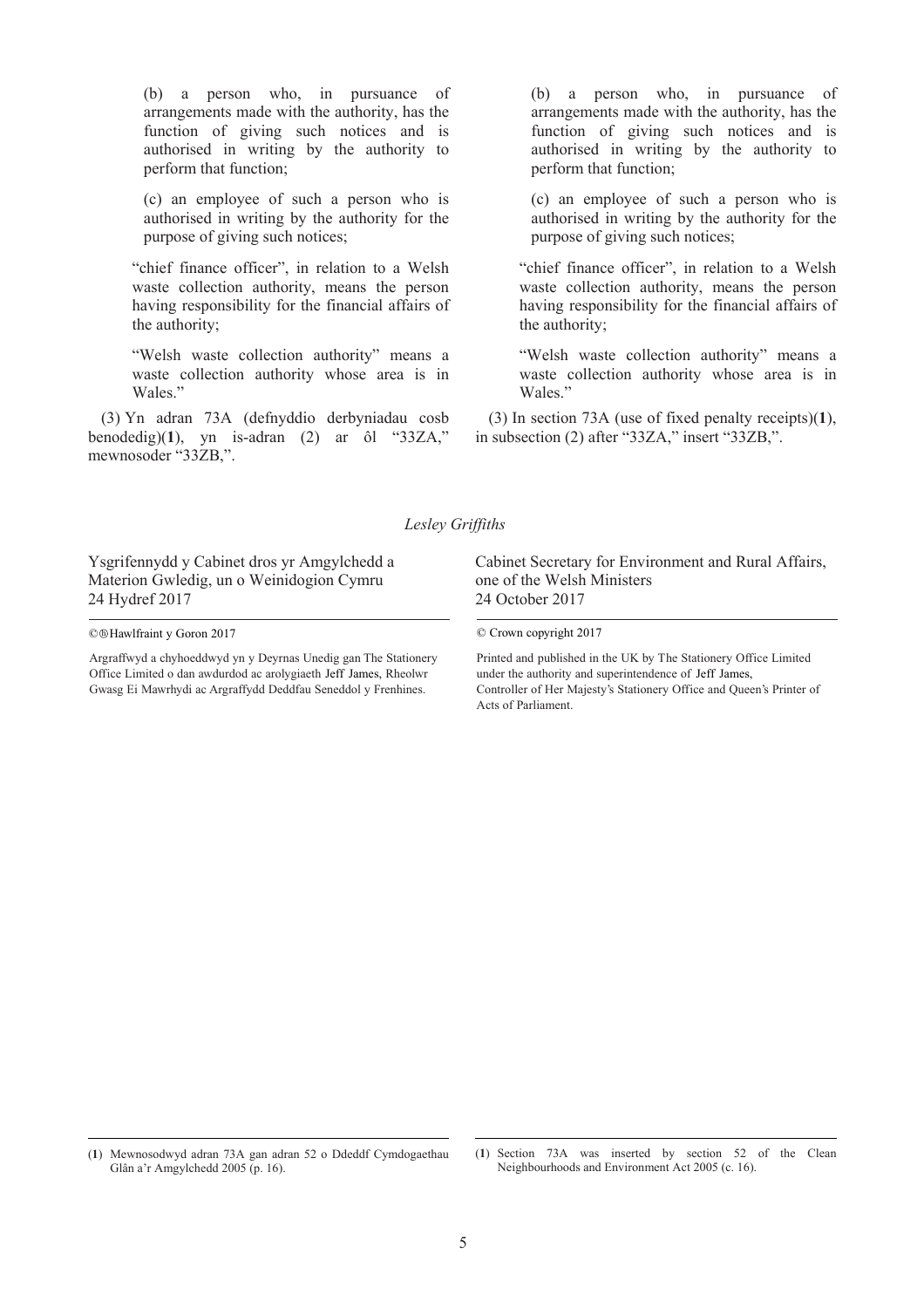(b) a person who, in pursuance of arrangements made with the authority, has the function of giving such notices and is authorised in writing by the authority to perform that function;

(c) an employee of such a person who is authorised in writing by the authority for the purpose of giving such notices;

"chief finance officer", in relation to a Welsh waste collection authority, means the person having responsibility for the financial affairs of the authority;

"Welsh waste collection authority" means a waste collection authority whose area is in Wales."

(3) Yn adran 73A (defnyddio derbyniadau cosb benodedig)(**1**), yn is-adran (2) ar ôl "33ZA," mewnosoder "33ZB,".

(b) a person who, in pursuance of arrangements made with the authority, has the function of giving such notices and is authorised in writing by the authority to perform that function;

(c) an employee of such a person who is authorised in writing by the authority for the purpose of giving such notices;

"chief finance officer", in relation to a Welsh waste collection authority, means the person having responsibility for the financial affairs of the authority;

"Welsh waste collection authority" means a waste collection authority whose area is in Wales."

(3) In section 73A (use of fixed penalty receipts)(**1**), in subsection (2) after "33ZA," insert "33ZB,".

*Lesley Griffiths*

Ysgrifennydd y Cabinet dros yr Amgylchedd a Materion Gwledig, un o Weinidogion Cymru
24 Hydref 2017

Cabinet Secretary for Environment and Rural Affairs, one of the Welsh Ministers
24 October 2017

©ⓗHawlfraint y Goron 2017

Argraffwyd a chyhoeddwyd yn y Deyrnas Unedig gan The Stationery Office Limited o dan awdurdod ac arolygiaeth Jeff James, Rheolwr Gwasg Ei Mawrhydi ac Argraffydd Deddfau Seneddol y Frenhines.

© Crown copyright 2017

Printed and published in the UK by The Stationery Office Limited under the authority and superintendence of Jeff James, Controller of Her Majesty's Stationery Office and Queen's Printer of Acts of Parliament.

(**1**) Mewnosodwyd adran 73A gan adran 52 o Ddeddf Cymdogaethau Glân a'r Amgylchedd 2005 (p. 16).

(**1**) Section 73A was inserted by section 52 of the Clean Neighbourhoods and Environment Act 2005 (c. 16).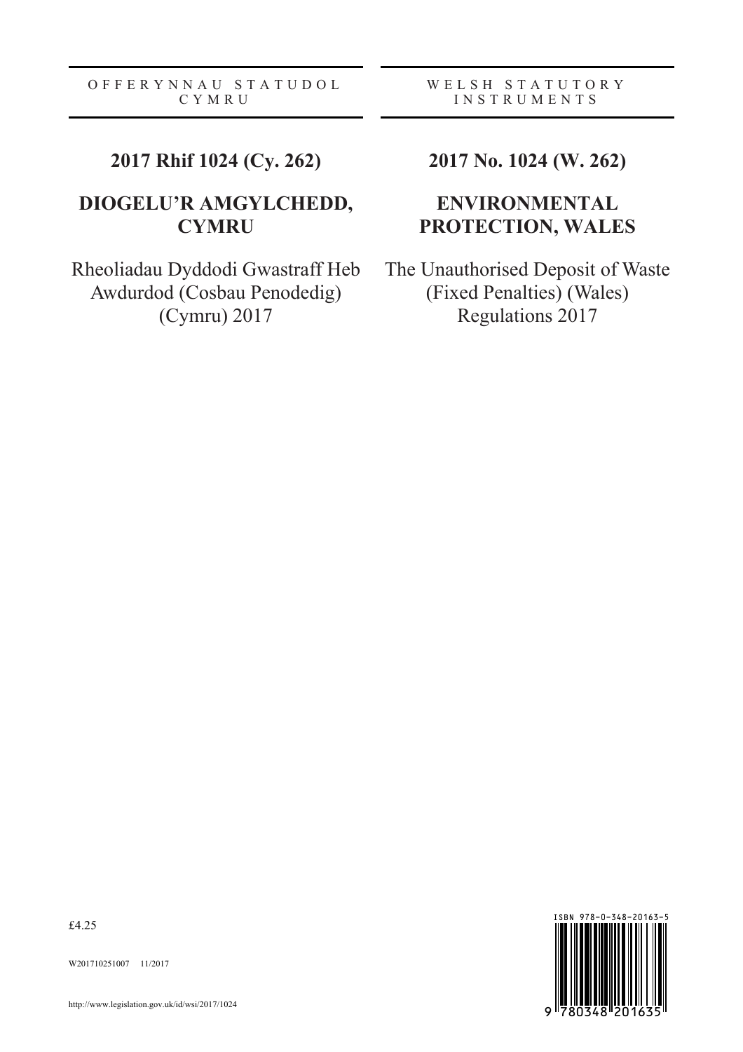OFFERYNNAU STATUDOL CYMRU

WELSH STATUTORY INSTRUMENTS

**2017 Rhif 1024 (Cy. 262)**

**2017 No. 1024 (W. 262)**

**DIOGELU'R AMGYLCHEDD, CYMRU**

**ENVIRONMENTAL PROTECTION, WALES**

Rheoliadau Dyddodi Gwastraff Heb Awdurdod (Cosbau Penodedig) (Cymru) 2017

The Unauthorised Deposit of Waste (Fixed Penalties) (Wales) Regulations 2017

£4.25

W201710251007 11/2017

http://www.legislation.gov.uk/id/wsi/2017/1024

ISBN 978-0-348-20163-5